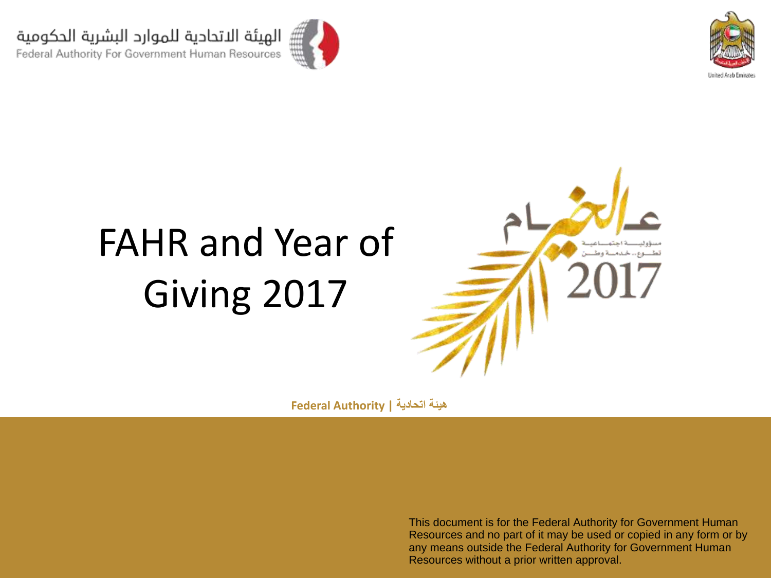الهيئة الاتحادية للموارد البشرية الحكومية
Federal Authority For Government Human Resources

United Arab Emirates

# FAHR and Year of Giving 2017

عام الخير
مسؤولية اجتماعية
تطوع... خدمة وطن
2017

**Federal Authority | هيئة اتحادية**

This document is for the Federal Authority for Government Human Resources and no part of it may be used or copied in any form or by any means outside the Federal Authority for Government Human Resources without a prior written approval.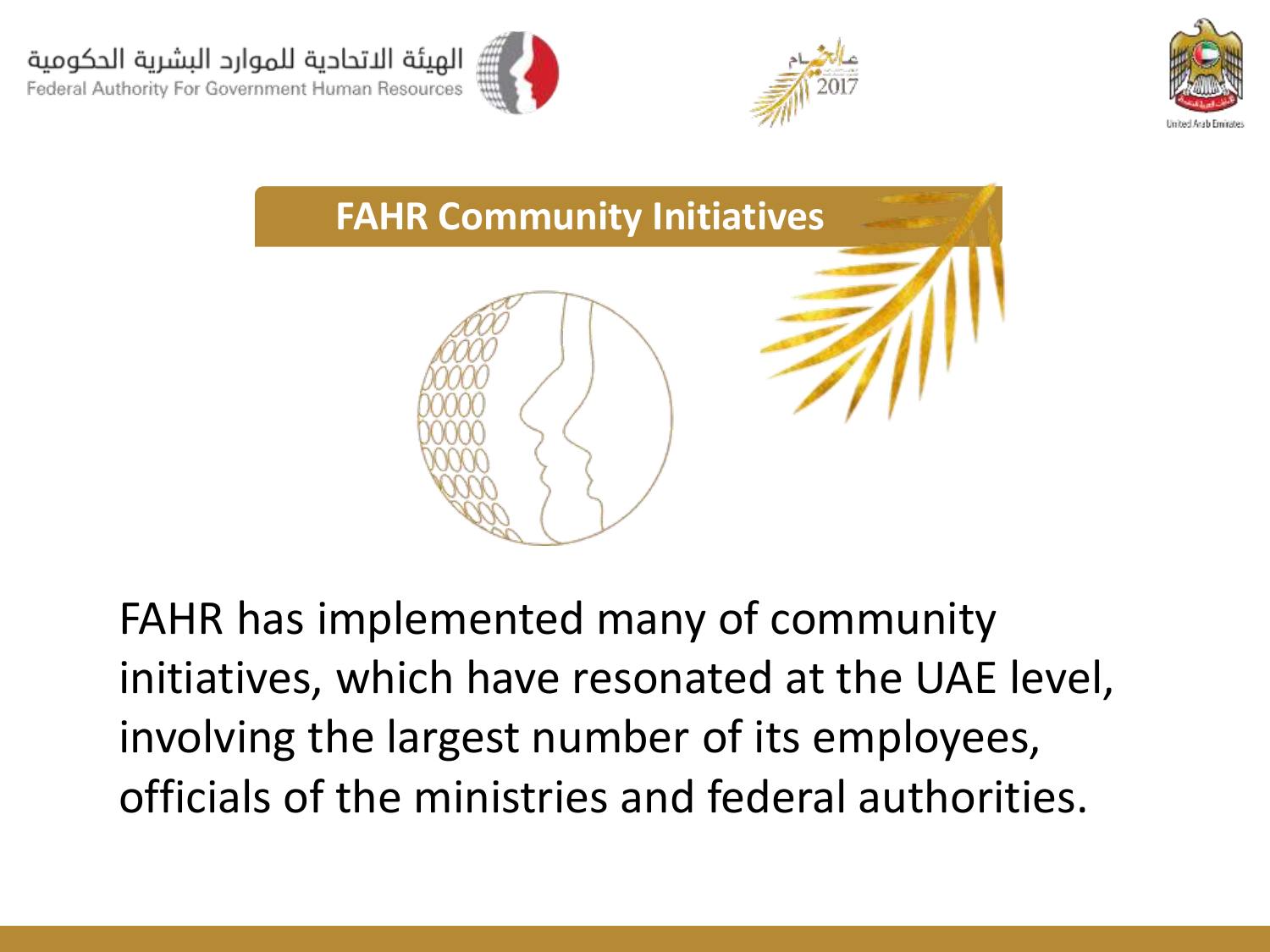## FAHR Community Initiatives

FAHR has implemented many of community initiatives, which have resonated at the UAE level, involving the largest number of its employees, officials of the ministries and federal authorities.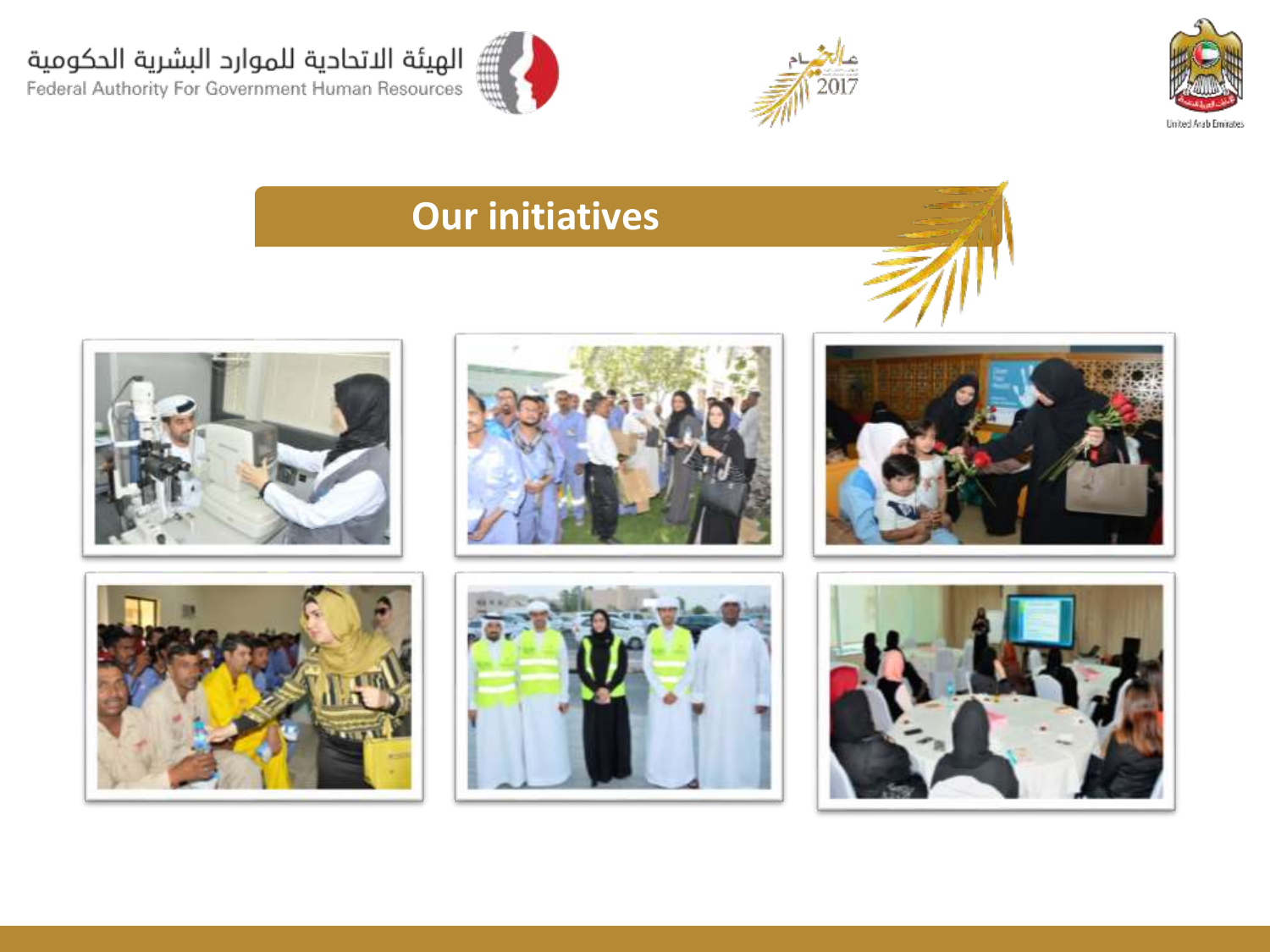الهيئة الاتحادية للموارد البشرية الحكومية
Federal Authority For Government Human Resources

# Our initiatives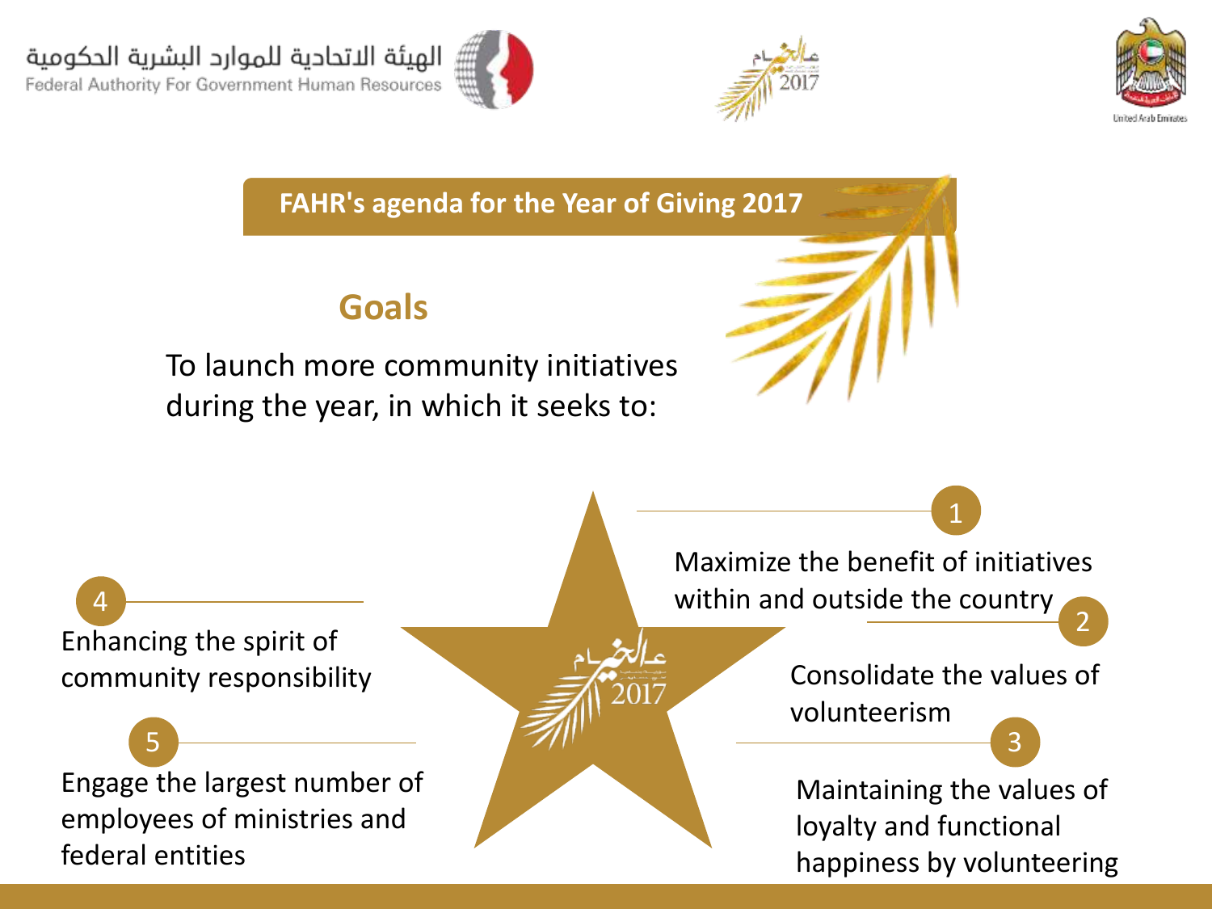## FAHR's agenda for the Year of Giving 2017

### Goals

To launch more community initiatives during the year, in which it seeks to:

1. Maximize the benefit of initiatives within and outside the country
2. Consolidate the values of volunteerism
3. Maintaining the values of loyalty and functional happiness by volunteering
4. Enhancing the spirit of community responsibility
5. Engage the largest number of employees of ministries and federal entities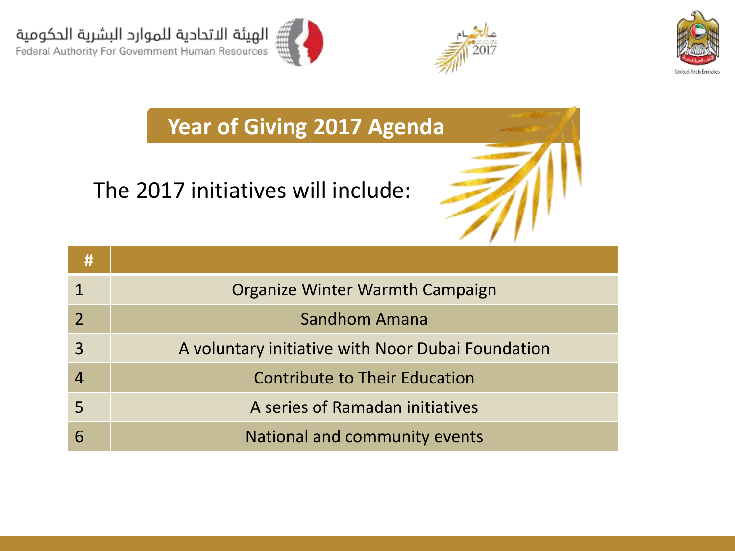## Year of Giving 2017 Agenda

The 2017 initiatives will include:

| # | |
|---|---|
| 1 | Organize Winter Warmth Campaign |
| 2 | Sandhom Amana |
| 3 | A voluntary initiative with Noor Dubai Foundation |
| 4 | Contribute to Their Education |
| 5 | A series of Ramadan initiatives |
| 6 | National and community events |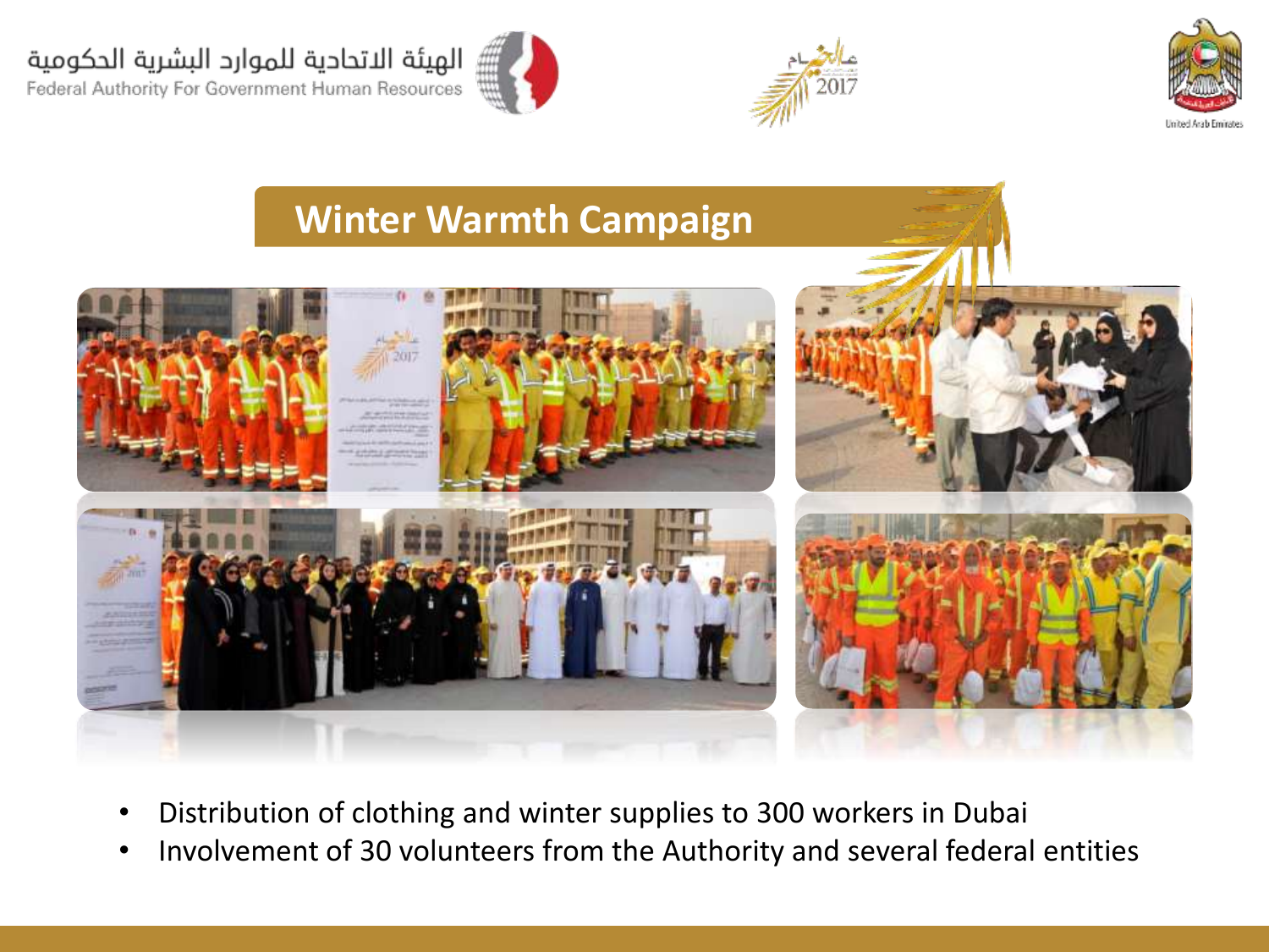الهيئة الاتحادية للموارد البشرية الحكومية
Federal Authority For Government Human Resources

# Winter Warmth Campaign

- Distribution of clothing and winter supplies to 300 workers in Dubai
- Involvement of 30 volunteers from the Authority and several federal entities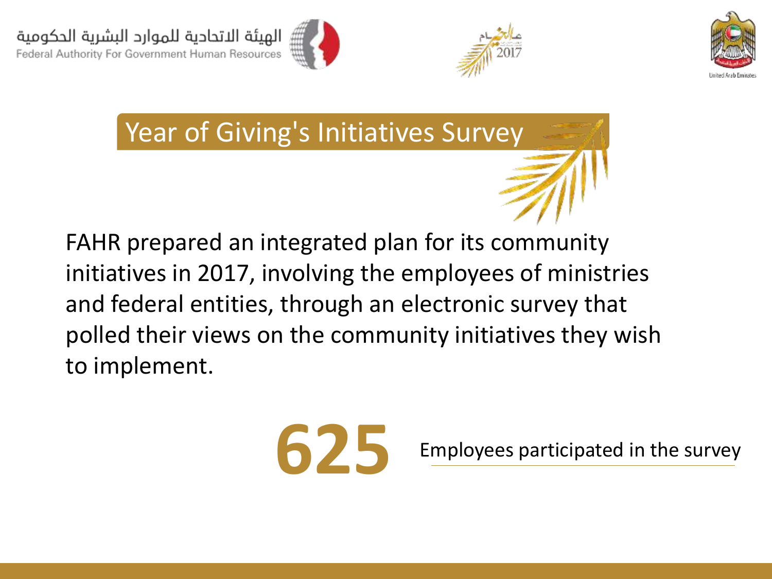# Year of Giving's Initiatives Survey

FAHR prepared an integrated plan for its community initiatives in 2017, involving the employees of ministries and federal entities, through an electronic survey that polled their views on the community initiatives they wish to implement.

**625** Employees participated in the survey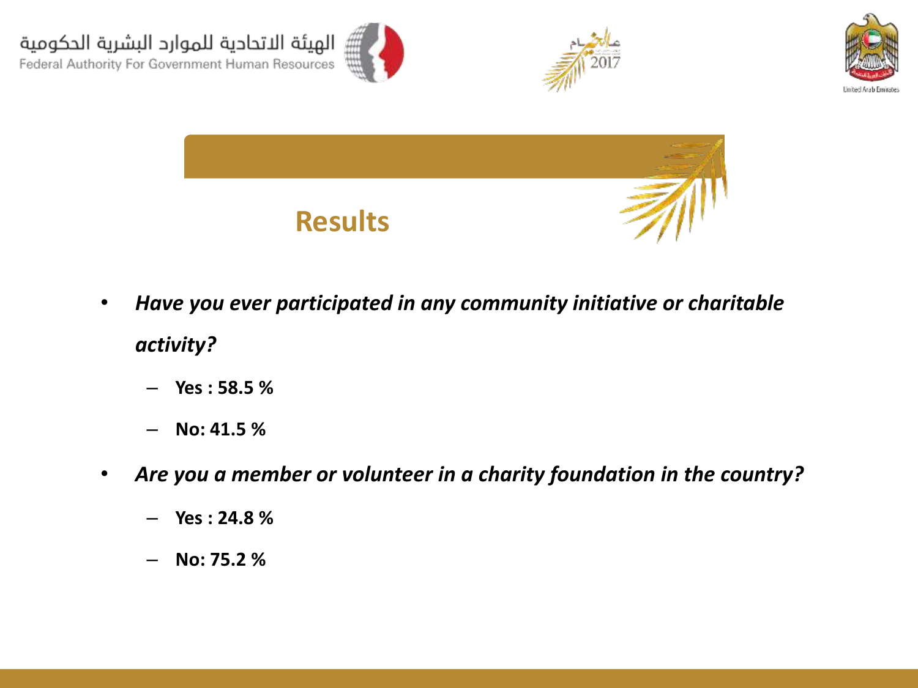## Results

- ***Have you ever participated in any community initiative or charitable activity?***
  - **Yes : 58.5 %**
  - **No: 41.5 %**
- ***Are you a member or volunteer in a charity foundation in the country?***
  - **Yes : 24.8 %**
  - **No: 75.2 %**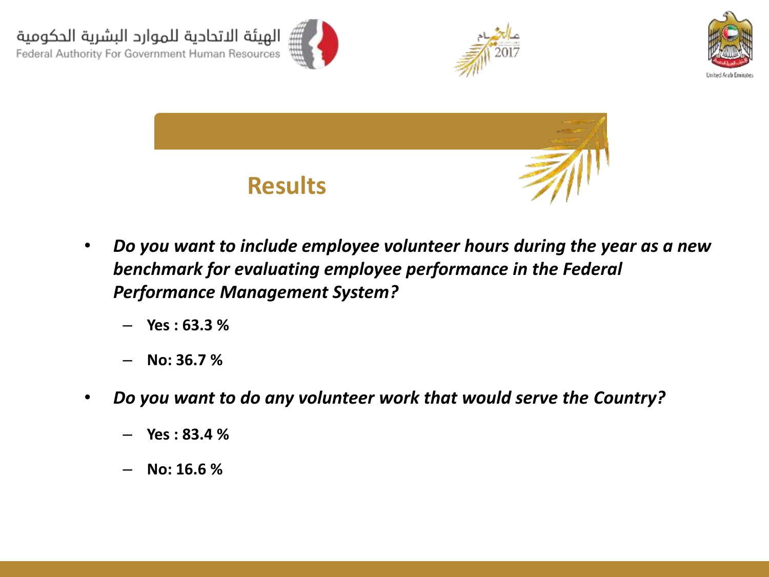# Results

- ***Do you want to include employee volunteer hours during the year as a new benchmark for evaluating employee performance in the Federal Performance Management System?***
  - **Yes : 63.3 %**
  - **No: 36.7 %**
- ***Do you want to do any volunteer work that would serve the Country?***
  - **Yes : 83.4 %**
  - **No: 16.6 %**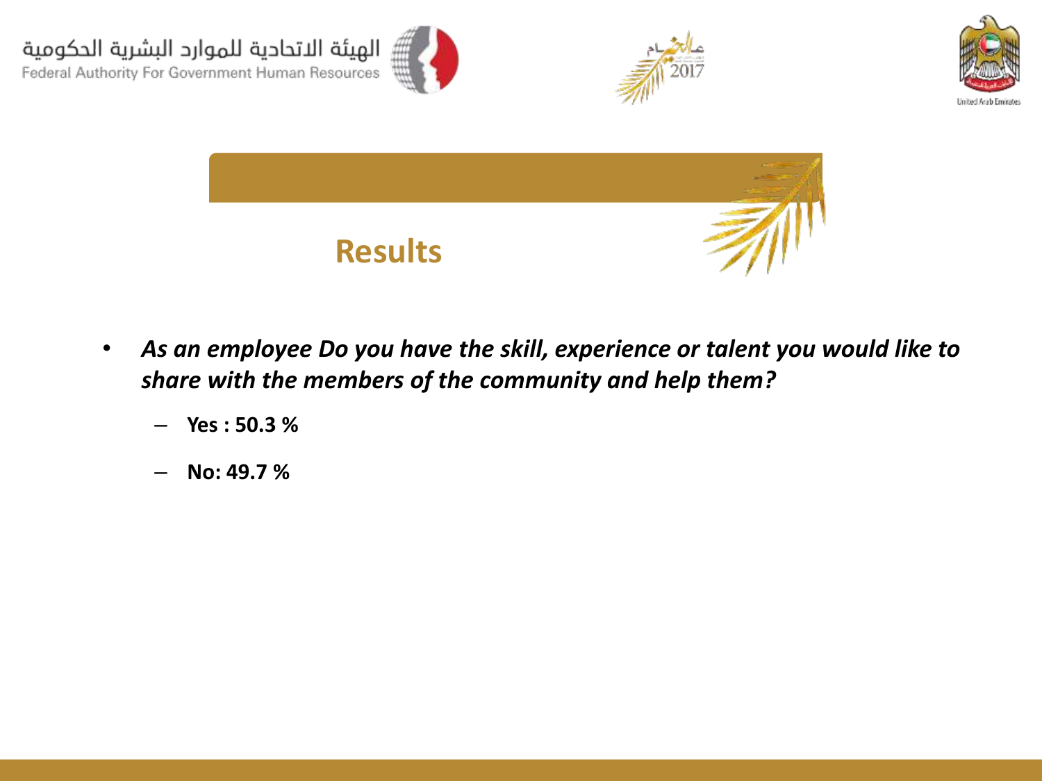## Results

- ***As an employee Do you have the skill, experience or talent you would like to share with the members of the community and help them?***
  - **Yes : 50.3 %**
  - **No: 49.7 %**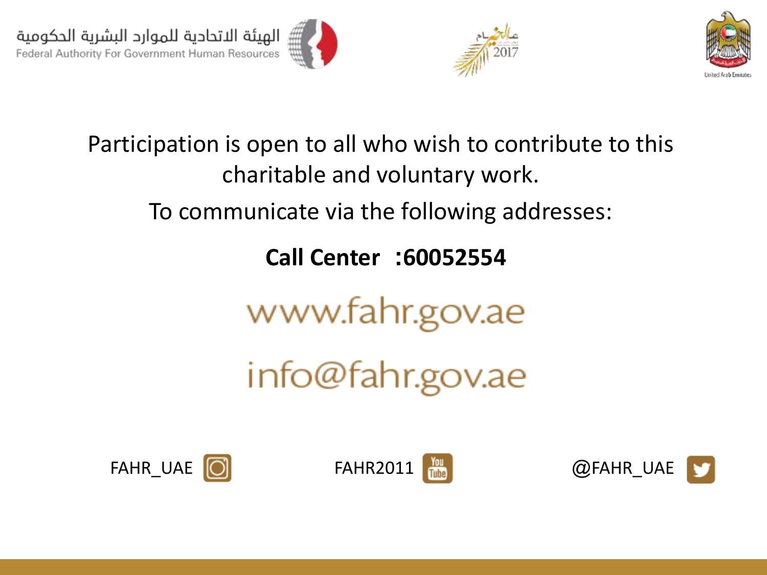الهيئة الاتحادية للموارد البشرية الحكومية
Federal Authority For Government Human Resources

Participation is open to all who wish to contribute to this charitable and voluntary work.

To communicate via the following addresses:

**Call Center :60052554**

www.fahr.gov.ae

info@fahr.gov.ae

FAHR_UAE

FAHR2011

@FAHR_UAE